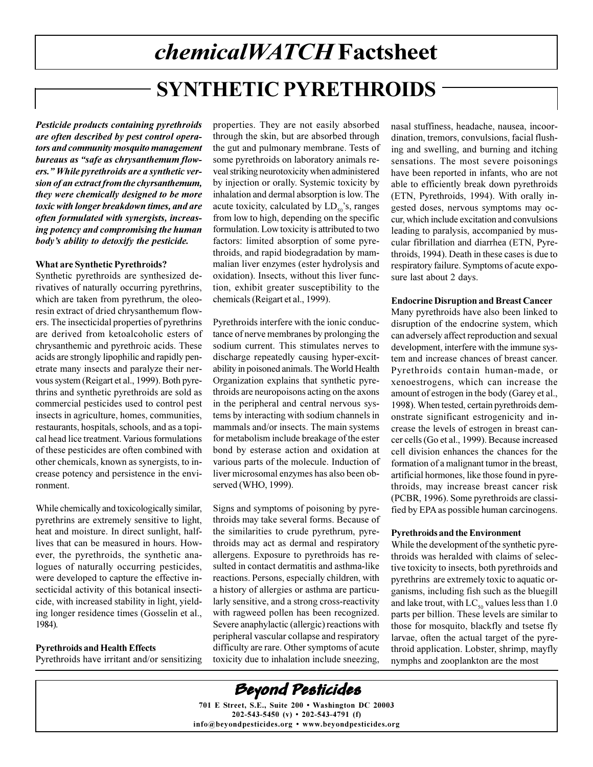# *chemicalWATCH* Factsheet

## SYNTHETIC PYRETHROIDS

***Pesticide products containing pyrethroids are often described by pest control operators and community mosquito management bureaus as "safe as chrysanthemum flowers." While pyrethroids are a synthetic version of an extract from the chyrsanthemum, they were chemically designed to be more toxic with longer breakdown times, and are often formulated with synergists, increasing potency and compromising the human body's ability to detoxify the pesticide.***

### What are Synthetic Pyrethroids?

Synthetic pyrethroids are synthesized derivatives of naturally occurring pyrethrins, which are taken from pyrethrum, the oleoresin extract of dried chrysanthemum flowers. The insecticidal properties of pyrethrins are derived from ketoalcoholic esters of chrysanthemic and pyrethroic acids. These acids are strongly lipophilic and rapidly penetrate many insects and paralyze their nervous system (Reigart et al., 1999). Both pyrethrins and synthetic pyrethroids are sold as commercial pesticides used to control pest insects in agriculture, homes, communities, restaurants, hospitals, schools, and as a topical head lice treatment. Various formulations of these pesticides are often combined with other chemicals, known as synergists, to increase potency and persistence in the environment.

While chemically and toxicologically similar, pyrethrins are extremely sensitive to light, heat and moisture. In direct sunlight, half-lives that can be measured in hours. However, the pyrethroids, the synthetic analogues of naturally occurring pesticides, were developed to capture the effective insecticidal activity of this botanical insecticide, with increased stability in light, yielding longer residence times (Gosselin et al., 1984).

### Pyrethroids and Health Effects

Pyrethroids have irritant and/or sensitizing properties. They are not easily absorbed through the skin, but are absorbed through the gut and pulmonary membrane. Tests of some pyrethroids on laboratory animals reveal striking neurotoxicity when administered by injection or orally. Systemic toxicity by inhalation and dermal absorption is low. The acute toxicity, calculated by $LD_{50}$'s, ranges from low to high, depending on the specific formulation. Low toxicity is attributed to two factors: limited absorption of some pyrethroids, and rapid biodegradation by mammalian liver enzymes (ester hydrolysis and oxidation). Insects, without this liver function, exhibit greater susceptibility to the chemicals (Reigart et al., 1999).

Pyrethroids interfere with the ionic conductance of nerve membranes by prolonging the sodium current. This stimulates nerves to discharge repeatedly causing hyper-excitability in poisoned animals. The World Health Organization explains that synthetic pyrethroids are neuropoisons acting on the axons in the peripheral and central nervous systems by interacting with sodium channels in mammals and/or insects. The main systems for metabolism include breakage of the ester bond by esterase action and oxidation at various parts of the molecule. Induction of liver microsomal enzymes has also been observed (WHO, 1999).

Signs and symptoms of poisoning by pyrethroids may take several forms. Because of the similarities to crude pyrethrum, pyrethroids may act as dermal and respiratory allergens. Exposure to pyrethroids has resulted in contact dermatitis and asthma-like reactions. Persons, especially children, with a history of allergies or asthma are particularly sensitive, and a strong cross-reactivity with ragweed pollen has been recognized. Severe anaphylactic (allergic) reactions with peripheral vascular collapse and respiratory difficulty are rare. Other symptoms of acute toxicity due to inhalation include sneezing, nasal stuffiness, headache, nausea, incoordination, tremors, convulsions, facial flushing and swelling, and burning and itching sensations. The most severe poisonings have been reported in infants, who are not able to efficiently break down pyrethroids (ETN, Pyrethroids, 1994). With orally ingested doses, nervous symptoms may occur, which include excitation and convulsions leading to paralysis, accompanied by muscular fibrillation and diarrhea (ETN, Pyrethroids, 1994). Death in these cases is due to respiratory failure. Symptoms of acute exposure last about 2 days.

### Endocrine Disruption and Breast Cancer

Many pyrethroids have also been linked to disruption of the endocrine system, which can adversely affect reproduction and sexual development, interfere with the immune system and increase chances of breast cancer. Pyrethroids contain human-made, or xenoestrogens, which can increase the amount of estrogen in the body (Garey et al., 1998). When tested, certain pyrethroids demonstrate significant estrogenicity and increase the levels of estrogen in breast cancer cells (Go et al., 1999). Because increased cell division enhances the chances for the formation of a malignant tumor in the breast, artificial hormones, like those found in pyrethroids, may increase breast cancer risk (PCBR, 1996). Some pyrethroids are classified by EPA as possible human carcinogens.

### Pyrethroids and the Environment

While the development of the synthetic pyrethroids was heralded with claims of selective toxicity to insects, both pyrethroids and pyrethrins are extremely toxic to aquatic organisms, including fish such as the bluegill and lake trout, with $LC_{50}$ values less than 1.0 parts per billion. These levels are similar to those for mosquito, blackfly and tsetse fly larvae, often the actual target of the pyrethroid application. Lobster, shrimp, mayfly nymphs and zooplankton are the most

**Beyond Pesticides**
701 E Street, S.E., Suite 200 • Washington DC 20003
202-543-5450 (v) • 202-543-4791 (f)
info@beyondpesticides.org • www.beyondpesticides.org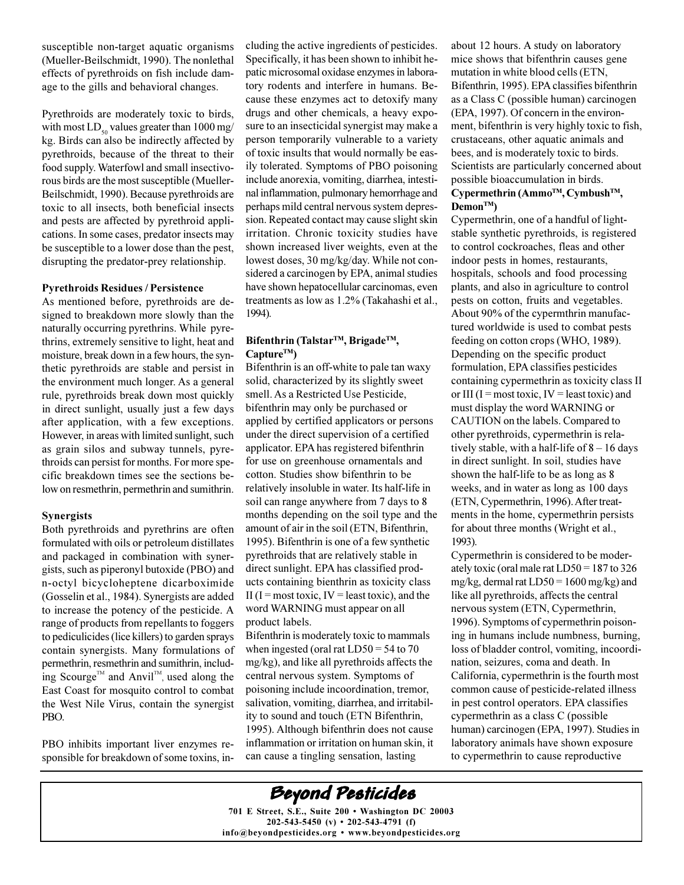susceptible non-target aquatic organisms (Mueller-Beilschmidt, 1990). The nonlethal effects of pyrethroids on fish include damage to the gills and behavioral changes.

Pyrethroids are moderately toxic to birds, with most $LD_{50}$ values greater than 1000 mg/kg. Birds can also be indirectly affected by pyrethroids, because of the threat to their food supply. Waterfowl and small insectivorous birds are the most susceptible (Mueller-Beilschmidt, 1990). Because pyrethroids are toxic to all insects, both beneficial insects and pests are affected by pyrethroid applications. In some cases, predator insects may be susceptible to a lower dose than the pest, disrupting the predator-prey relationship.

**Pyrethroids Residues / Persistence**

As mentioned before, pyrethroids are designed to breakdown more slowly than the naturally occurring pyrethrins. While pyrethrins, extremely sensitive to light, heat and moisture, break down in a few hours, the synthetic pyrethroids are stable and persist in the environment much longer. As a general rule, pyrethroids break down most quickly in direct sunlight, usually just a few days after application, with a few exceptions. However, in areas with limited sunlight, such as grain silos and subway tunnels, pyrethroids can persist for months. For more specific breakdown times see the sections below on resmethrin, permethrin and sumithrin.

**Synergists**

Both pyrethroids and pyrethrins are often formulated with oils or petroleum distillates and packaged in combination with synergists, such as piperonyl butoxide (PBO) and n-octyl bicycloheptene dicarboximide (Gosselin et al., 1984). Synergists are added to increase the potency of the pesticide. A range of products from repellants to foggers to pediculicides (lice killers) to garden sprays contain synergists. Many formulations of permethrin, resmethrin and sumithrin, including Scourge™ and Anvil™, used along the East Coast for mosquito control to combat the West Nile Virus, contain the synergist PBO.

PBO inhibits important liver enzymes responsible for breakdown of some toxins, including the active ingredients of pesticides. Specifically, it has been shown to inhibit hepatic microsomal oxidase enzymes in laboratory rodents and interfere in humans. Because these enzymes act to detoxify many drugs and other chemicals, a heavy exposure to an insecticidal synergist may make a person temporarily vulnerable to a variety of toxic insults that would normally be easily tolerated. Symptoms of PBO poisoning include anorexia, vomiting, diarrhea, intestinal inflammation, pulmonary hemorrhage and perhaps mild central nervous system depression. Repeated contact may cause slight skin irritation. Chronic toxicity studies have shown increased liver weights, even at the lowest doses, 30 mg/kg/day. While not considered a carcinogen by EPA, animal studies have shown hepatocellular carcinomas, even treatments as low as 1.2% (Takahashi et al., 1994).

**Bifenthrin (Talstar™, Brigade™, Capture™)**

Bifenthrin is an off-white to pale tan waxy solid, characterized by its slightly sweet smell. As a Restricted Use Pesticide, bifenthrin may only be purchased or applied by certified applicators or persons under the direct supervision of a certified applicator. EPA has registered bifenthrin for use on greenhouse ornamentals and cotton. Studies show bifenthrin to be relatively insoluble in water. Its half-life in soil can range anywhere from 7 days to 8 months depending on the soil type and the amount of air in the soil (ETN, Bifenthrin, 1995). Bifenthrin is one of a few synthetic pyrethroids that are relatively stable in direct sunlight. EPA has classified products containing bienthrin as toxicity class II (I = most toxic, IV = least toxic), and the word WARNING must appear on all product labels.

Bifenthrin is moderately toxic to mammals when ingested (oral rat LD50 = 54 to 70 mg/kg), and like all pyrethroids affects the central nervous system. Symptoms of poisoning include incoordination, tremor, salivation, vomiting, diarrhea, and irritability to sound and touch (ETN Bifenthrin, 1995). Although bifenthrin does not cause inflammation or irritation on human skin, it can cause a tingling sensation, lasting about 12 hours. A study on laboratory mice shows that bifenthrin causes gene mutation in white blood cells (ETN, Bifenthrin, 1995). EPA classifies bifenthrin as a Class C (possible human) carcinogen (EPA, 1997). Of concern in the environment, bifenthrin is very highly toxic to fish, crustaceans, other aquatic animals and bees, and is moderately toxic to birds. Scientists are particularly concerned about possible bioaccumulation in birds.

**Cypermethrin (Ammo™, Cymbush™, Demon™)**

Cypermethrin, one of a handful of light-stable synthetic pyrethroids, is registered to control cockroaches, fleas and other indoor pests in homes, restaurants, hospitals, schools and food processing plants, and also in agriculture to control pests on cotton, fruits and vegetables. About 90% of the cypermthrin manufactured worldwide is used to combat pests feeding on cotton crops (WHO, 1989). Depending on the specific product formulation, EPA classifies pesticides containing cypermethrin as toxicity class II or III (I = most toxic, IV = least toxic) and must display the word WARNING or CAUTION on the labels. Compared to other pyrethroids, cypermethrin is relatively stable, with a half-life of 8 – 16 days in direct sunlight. In soil, studies have shown the half-life to be as long as 8 weeks, and in water as long as 100 days (ETN, Cypermethrin, 1996). After treatments in the home, cypermethrin persists for about three months (Wright et al., 1993).

Cypermethrin is considered to be moderately toxic (oral male rat LD50 = 187 to 326 mg/kg, dermal rat LD50 = 1600 mg/kg) and like all pyrethroids, affects the central nervous system (ETN, Cypermethrin, 1996). Symptoms of cypermethrin poisoning in humans include numbness, burning, loss of bladder control, vomiting, incoordination, seizures, coma and death. In California, cypermethrin is the fourth most common cause of pesticide-related illness in pest control operators. EPA classifies cypermethrin as a class C (possible human) carcinogen (EPA, 1997). Studies in laboratory animals have shown exposure to cypermethrin to cause reproductive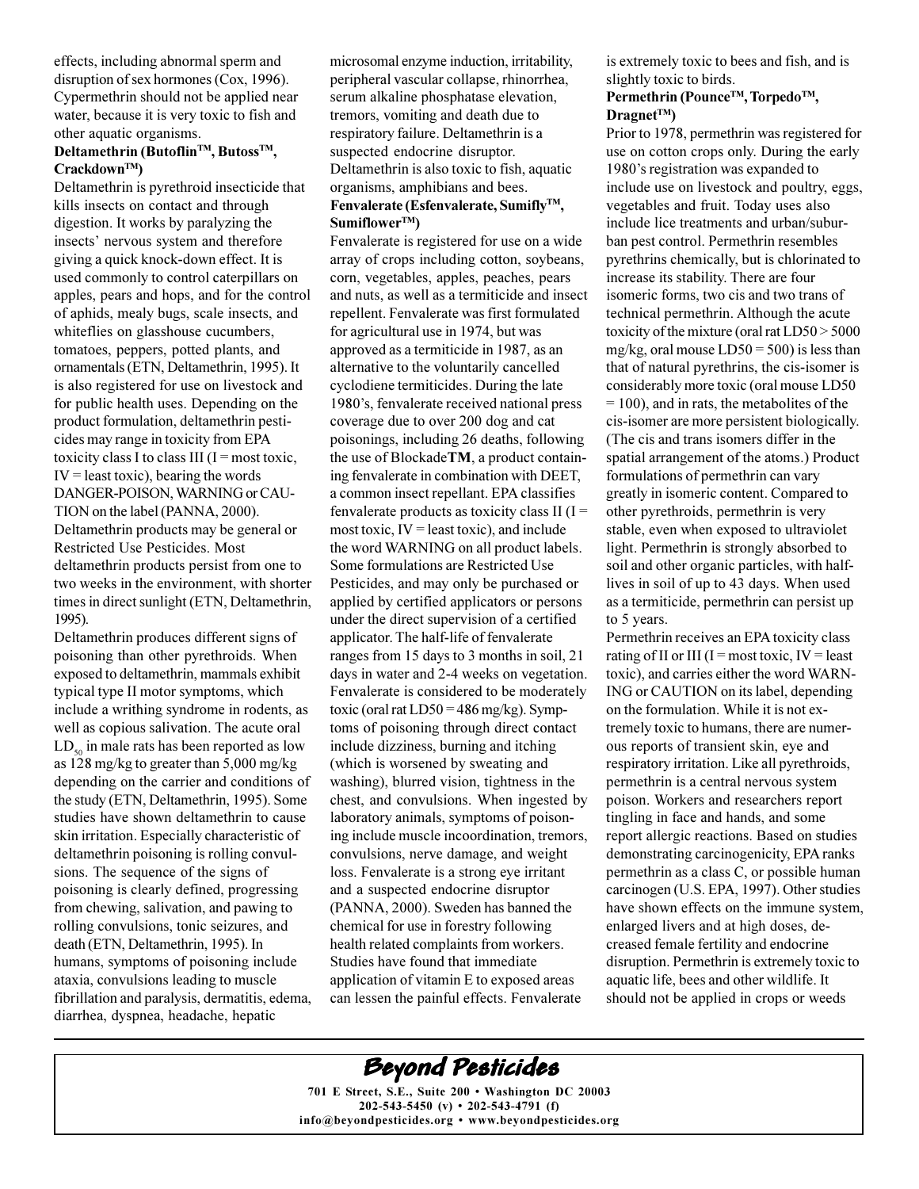effects, including abnormal sperm and disruption of sex hormones (Cox, 1996). Cypermethrin should not be applied near water, because it is very toxic to fish and other aquatic organisms.

**Deltamethrin (Butoflin™, Butoss™, Crackdown™)**

Deltamethrin is pyrethroid insecticide that kills insects on contact and through digestion. It works by paralyzing the insects' nervous system and therefore giving a quick knock-down effect. It is used commonly to control caterpillars on apples, pears and hops, and for the control of aphids, mealy bugs, scale insects, and whiteflies on glasshouse cucumbers, tomatoes, peppers, potted plants, and ornamentals (ETN, Deltamethrin, 1995). It is also registered for use on livestock and for public health uses. Depending on the product formulation, deltamethrin pesticides may range in toxicity from EPA toxicity class I to class III (I = most toxic, IV = least toxic), bearing the words DANGER-POISON, WARNING or CAUTION on the label (PANNA, 2000). Deltamethrin products may be general or Restricted Use Pesticides. Most deltamethrin products persist from one to two weeks in the environment, with shorter times in direct sunlight (ETN, Deltamethrin, 1995).

Deltamethrin produces different signs of poisoning than other pyrethroids. When exposed to deltamethrin, mammals exhibit typical type II motor symptoms, which include a writhing syndrome in rodents, as well as copious salivation. The acute oral $LD_{50}$ in male rats has been reported as low as 128 mg/kg to greater than 5,000 mg/kg depending on the carrier and conditions of the study (ETN, Deltamethrin, 1995). Some studies have shown deltamethrin to cause skin irritation. Especially characteristic of deltamethrin poisoning is rolling convulsions. The sequence of the signs of poisoning is clearly defined, progressing from chewing, salivation, and pawing to rolling convulsions, tonic seizures, and death (ETN, Deltamethrin, 1995). In humans, symptoms of poisoning include ataxia, convulsions leading to muscle fibrillation and paralysis, dermatitis, edema, diarrhea, dyspnea, headache, hepatic microsomal enzyme induction, irritability, peripheral vascular collapse, rhinorrhea, serum alkaline phosphatase elevation, tremors, vomiting and death due to respiratory failure. Deltamethrin is a suspected endocrine disruptor. Deltamethrin is also toxic to fish, aquatic organisms, amphibians and bees.

**Fenvalerate (Esfenvalerate, Sumifly™, Sumiflower™)**

Fenvalerate is registered for use on a wide array of crops including cotton, soybeans, corn, vegetables, apples, peaches, pears and nuts, as well as a termiticide and insect repellent. Fenvalerate was first formulated for agricultural use in 1974, but was approved as a termiticide in 1987, as an alternative to the voluntarily cancelled cyclodiene termiticides. During the late 1980's, fenvalerate received national press coverage due to over 200 dog and cat poisonings, including 26 deaths, following the use of Blockade**TM**, a product containing fenvalerate in combination with DEET, a common insect repellant. EPA classifies fenvalerate products as toxicity class II (I = most toxic, IV = least toxic), and include the word WARNING on all product labels. Some formulations are Restricted Use Pesticides, and may only be purchased or applied by certified applicators or persons under the direct supervision of a certified applicator. The half-life of fenvalerate ranges from 15 days to 3 months in soil, 21 days in water and 2-4 weeks on vegetation. Fenvalerate is considered to be moderately toxic (oral rat LD50 = 486 mg/kg). Symptoms of poisoning through direct contact include dizziness, burning and itching (which is worsened by sweating and washing), blurred vision, tightness in the chest, and convulsions. When ingested by laboratory animals, symptoms of poisoning include muscle incoordination, tremors, convulsions, nerve damage, and weight loss. Fenvalerate is a strong eye irritant and a suspected endocrine disruptor (PANNA, 2000). Sweden has banned the chemical for use in forestry following health related complaints from workers. Studies have found that immediate application of vitamin E to exposed areas can lessen the painful effects. Fenvalerate is extremely toxic to bees and fish, and is slightly toxic to birds.

**Permethrin (Pounce™, Torpedo™, Dragnet™)**

Prior to 1978, permethrin was registered for use on cotton crops only. During the early 1980's registration was expanded to include use on livestock and poultry, eggs, vegetables and fruit. Today uses also include lice treatments and urban/suburban pest control. Permethrin resembles pyrethrins chemically, but is chlorinated to increase its stability. There are four isomeric forms, two cis and two trans of technical permethrin. Although the acute toxicity of the mixture (oral rat LD50 > 5000 mg/kg, oral mouse LD50 = 500) is less than that of natural pyrethrins, the cis-isomer is considerably more toxic (oral mouse LD50 = 100), and in rats, the metabolites of the cis-isomer are more persistent biologically. (The cis and trans isomers differ in the spatial arrangement of the atoms.) Product formulations of permethrin can vary greatly in isomeric content. Compared to other pyrethroids, permethrin is very stable, even when exposed to ultraviolet light. Permethrin is strongly absorbed to soil and other organic particles, with half-lives in soil of up to 43 days. When used as a termiticide, permethrin can persist up to 5 years.

Permethrin receives an EPA toxicity class rating of II or III (I = most toxic, IV = least toxic), and carries either the word WARNING or CAUTION on its label, depending on the formulation. While it is not extremely toxic to humans, there are numerous reports of transient skin, eye and respiratory irritation. Like all pyrethroids, permethrin is a central nervous system poison. Workers and researchers report tingling in face and hands, and some report allergic reactions. Based on studies demonstrating carcinogenicity, EPA ranks permethrin as a class C, or possible human carcinogen (U.S. EPA, 1997). Other studies have shown effects on the immune system, enlarged livers and at high doses, decreased female fertility and endocrine disruption. Permethrin is extremely toxic to aquatic life, bees and other wildlife. It should not be applied in crops or weeds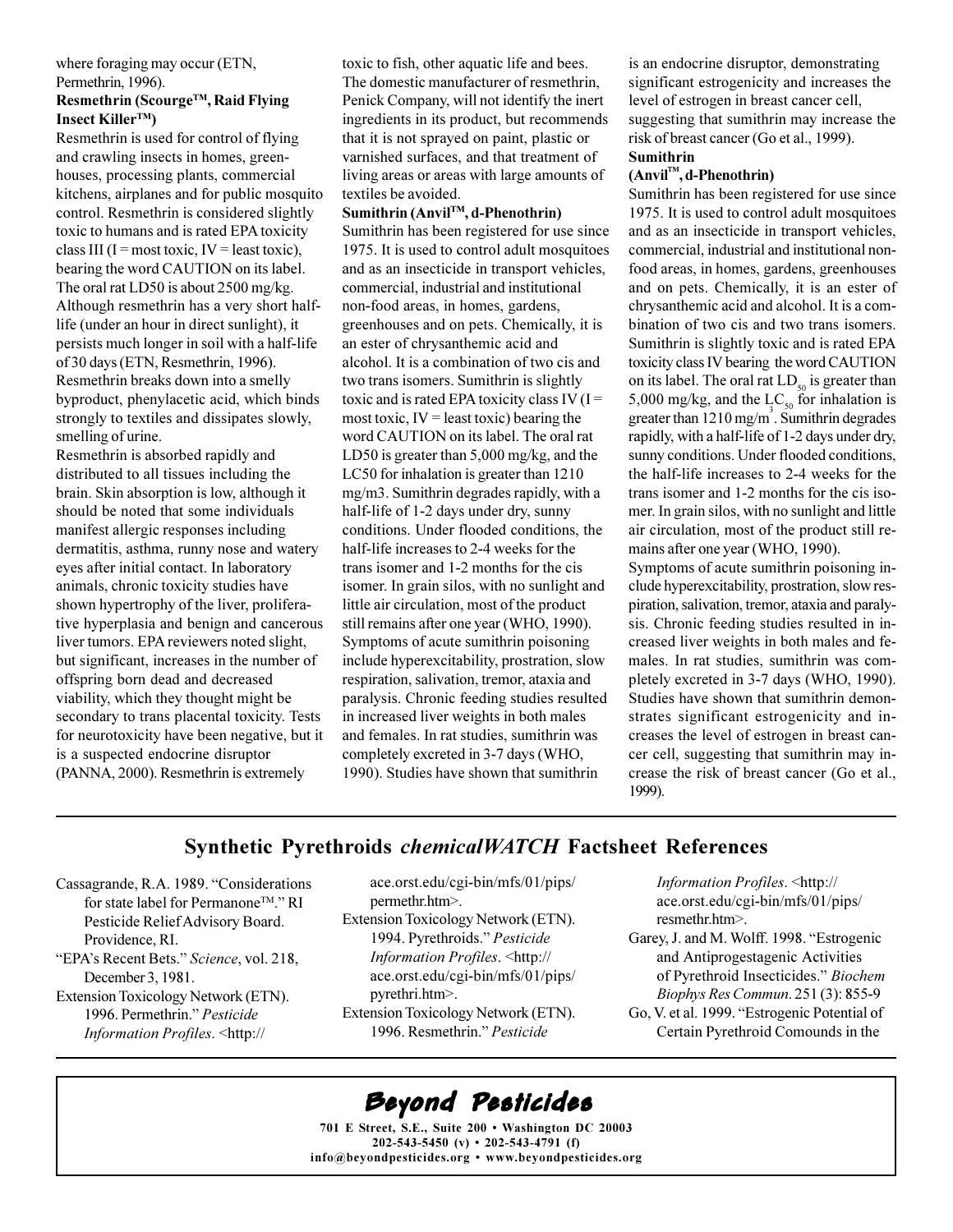where foraging may occur (ETN, Permethrin, 1996).

**Resmethrin (Scourge™, Raid Flying Insect Killer™)**

Resmethrin is used for control of flying and crawling insects in homes, greenhouses, processing plants, commercial kitchens, airplanes and for public mosquito control. Resmethrin is considered slightly toxic to humans and is rated EPA toxicity class III (I = most toxic, IV = least toxic), bearing the word CAUTION on its label. The oral rat LD50 is about 2500 mg/kg. Although resmethrin has a very short half-life (under an hour in direct sunlight), it persists much longer in soil with a half-life of 30 days (ETN, Resmethrin, 1996). Resmethrin breaks down into a smelly byproduct, phenylacetic acid, which binds strongly to textiles and dissipates slowly, smelling of urine.

Resmethrin is absorbed rapidly and distributed to all tissues including the brain. Skin absorption is low, although it should be noted that some individuals manifest allergic responses including dermatitis, asthma, runny nose and watery eyes after initial contact. In laboratory animals, chronic toxicity studies have shown hypertrophy of the liver, proliferative hyperplasia and benign and cancerous liver tumors. EPA reviewers noted slight, but significant, increases in the number of offspring born dead and decreased viability, which they thought might be secondary to trans placental toxicity. Tests for neurotoxicity have been negative, but it is a suspected endocrine disruptor (PANNA, 2000). Resmethrin is extremely toxic to fish, other aquatic life and bees. The domestic manufacturer of resmethrin, Penick Company, will not identify the inert ingredients in its product, but recommends that it is not sprayed on paint, plastic or varnished surfaces, and that treatment of living areas or areas with large amounts of textiles be avoided.

**Sumithrin (Anvil™, d-Phenothrin)**

Sumithrin has been registered for use since 1975. It is used to control adult mosquitoes and as an insecticide in transport vehicles, commercial, industrial and institutional non-food areas, in homes, gardens, greenhouses and on pets. Chemically, it is an ester of chrysanthemic acid and alcohol. It is a combination of two cis and two trans isomers. Sumithrin is slightly toxic and is rated EPA toxicity class IV (I = most toxic, IV = least toxic) bearing the word CAUTION on its label. The oral rat LD50 is greater than 5,000 mg/kg, and the LC50 for inhalation is greater than 1210 mg/m3. Sumithrin degrades rapidly, with a half-life of 1-2 days under dry, sunny conditions. Under flooded conditions, the half-life increases to 2-4 weeks for the trans isomer and 1-2 months for the cis isomer. In grain silos, with no sunlight and little air circulation, most of the product still remains after one year (WHO, 1990). Symptoms of acute sumithrin poisoning include hyperexcitability, prostration, slow respiration, salivation, tremor, ataxia and paralysis. Chronic feeding studies resulted in increased liver weights in both males and females. In rat studies, sumithrin was completely excreted in 3-7 days (WHO, 1990). Studies have shown that sumithrin is an endocrine disruptor, demonstrating significant estrogenicity and increases the level of estrogen in breast cancer cell, suggesting that sumithrin may increase the risk of breast cancer (Go et al., 1999).

**Sumithrin (Anvil™, d-Phenothrin)**

Sumithrin has been registered for use since 1975. It is used to control adult mosquitoes and as an insecticide in transport vehicles, commercial, industrial and institutional non-food areas, in homes, gardens, greenhouses and on pets. Chemically, it is an ester of chrysanthemic acid and alcohol. It is a combination of two cis and two trans isomers. Sumithrin is slightly toxic and is rated EPA toxicity class IV bearing the word CAUTION on its label. The oral rat $LD_{50}$ is greater than 5,000 mg/kg, and the $LC_{50}$ for inhalation is greater than 1210 mg/m$^3$. Sumithrin degrades rapidly, with a half-life of 1-2 days under dry, sunny conditions. Under flooded conditions, the half-life increases to 2-4 weeks for the trans isomer and 1-2 months for the cis isomer. In grain silos, with no sunlight and little air circulation, most of the product still remains after one year (WHO, 1990).

Symptoms of acute sumithrin poisoning include hyperexcitability, prostration, slow respiration, salivation, tremor, ataxia and paralysis. Chronic feeding studies resulted in increased liver weights in both males and females. In rat studies, sumithrin was completely excreted in 3-7 days (WHO, 1990). Studies have shown that sumithrin demonstrates significant estrogenicity and increases the level of estrogen in breast cancer cell, suggesting that sumithrin may increase the risk of breast cancer (Go et al., 1999).

## Synthetic Pyrethroids *chemicalWATCH* Factsheet References

Cassagrande, R.A. 1989. "Considerations for state label for Permanone™." RI Pesticide Relief Advisory Board. Providence, RI.

"EPA's Recent Bets." *Science*, vol. 218, December 3, 1981.

Extension Toxicology Network (ETN). 1996. Permethrin." *Pesticide Information Profiles*. <http://ace.orst.edu/cgi-bin/mfs/01/pips/permethr.htm>.

Extension Toxicology Network (ETN). 1994. Pyrethroids." *Pesticide Information Profiles*. <http://ace.orst.edu/cgi-bin/mfs/01/pips/pyrethri.htm>.

Extension Toxicology Network (ETN). 1996. Resmethrin." *Pesticide Information Profiles*. <http://ace.orst.edu/cgi-bin/mfs/01/pips/resmethr.htm>.

Garey, J. and M. Wolff. 1998. "Estrogenic and Antiprogestagenic Activities of Pyrethroid Insecticides." *Biochem Biophys Res Commun*. 251 (3): 855-9

Go, V. et al. 1999. "Estrogenic Potential of Certain Pyrethroid Comounds in the

**Beyond Pesticides**

**701 E Street, S.E., Suite 200 • Washington DC 20003**
**202-543-5450 (v) • 202-543-4791 (f)**
**info@beyondpesticides.org • www.beyondpesticides.org**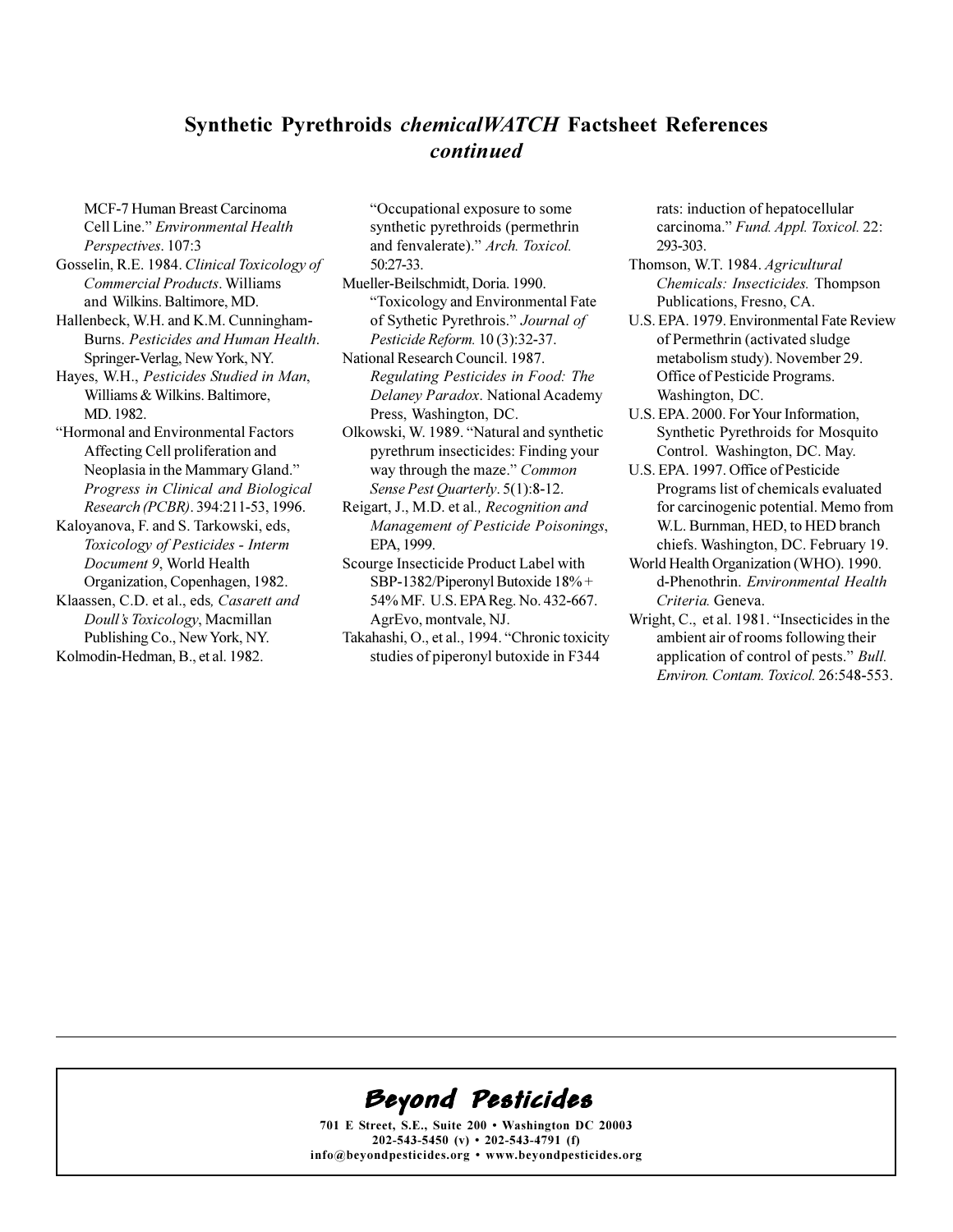## Synthetic Pyrethroids *chemicalWATCH* Factsheet References *continued*

MCF-7 Human Breast Carcinoma Cell Line." *Environmental Health Perspectives*. 107:3

Gosselin, R.E. 1984. *Clinical Toxicology of Commercial Products*. Williams and Wilkins. Baltimore, MD.

Hallenbeck, W.H. and K.M. Cunningham-Burns. *Pesticides and Human Health*. Springer-Verlag, New York, NY.

Hayes, W.H., *Pesticides Studied in Man*, Williams & Wilkins. Baltimore, MD. 1982.

"Hormonal and Environmental Factors Affecting Cell proliferation and Neoplasia in the Mammary Gland." *Progress in Clinical and Biological Research (PCBR)*. 394:211-53, 1996.

Kaloyanova, F. and S. Tarkowski, eds, *Toxicology of Pesticides - Interm Document 9*, World Health Organization, Copenhagen, 1982.

Klaassen, C.D. et al., eds*, Casarett and Doull's Toxicology*, Macmillan Publishing Co., New York, NY.

Kolmodin-Hedman, B., et al. 1982. "Occupational exposure to some synthetic pyrethroids (permethrin and fenvalerate)." *Arch. Toxicol.* 50:27-33.

Mueller-Beilschmidt, Doria. 1990. "Toxicology and Environmental Fate of Sythetic Pyrethrois." *Journal of Pesticide Reform.* 10 (3):32-37.

National Research Council. 1987. *Regulating Pesticides in Food: The Delaney Paradox*. National Academy Press, Washington, DC.

Olkowski, W. 1989. "Natural and synthetic pyrethrum insecticides: Finding your way through the maze." *Common Sense Pest Quarterly*. 5(1):8-12.

Reigart, J., M.D. et al*., Recognition and Management of Pesticide Poisonings*, EPA, 1999.

Scourge Insecticide Product Label with SBP-1382/Piperonyl Butoxide 18% + 54% MF. U.S. EPA Reg. No. 432-667. AgrEvo, montvale, NJ.

Takahashi, O., et al., 1994. "Chronic toxicity studies of piperonyl butoxide in F344 rats: induction of hepatocellular carcinoma." *Fund. Appl. Toxicol.* 22: 293-303.

Thomson, W.T. 1984. *Agricultural Chemicals: Insecticides.* Thompson Publications, Fresno, CA.

U.S. EPA. 1979. Environmental Fate Review of Permethrin (activated sludge metabolism study). November 29. Office of Pesticide Programs. Washington, DC.

U.S. EPA. 2000. For Your Information, Synthetic Pyrethroids for Mosquito Control. Washington, DC. May.

U.S. EPA. 1997. Office of Pesticide Programs list of chemicals evaluated for carcinogenic potential. Memo from W.L. Burnman, HED, to HED branch chiefs. Washington, DC. February 19.

World Health Organization (WHO). 1990. d-Phenothrin. *Environmental Health Criteria.* Geneva.

Wright, C., et al. 1981. "Insecticides in the ambient air of rooms following their application of control of pests." *Bull. Environ. Contam. Toxicol.* 26:548-553.

**Beyond Pesticides**

701 E Street, S.E., Suite 200 • Washington DC 20003
202-543-5450 (v) • 202-543-4791 (f)
info@beyondpesticides.org • www.beyondpesticides.org